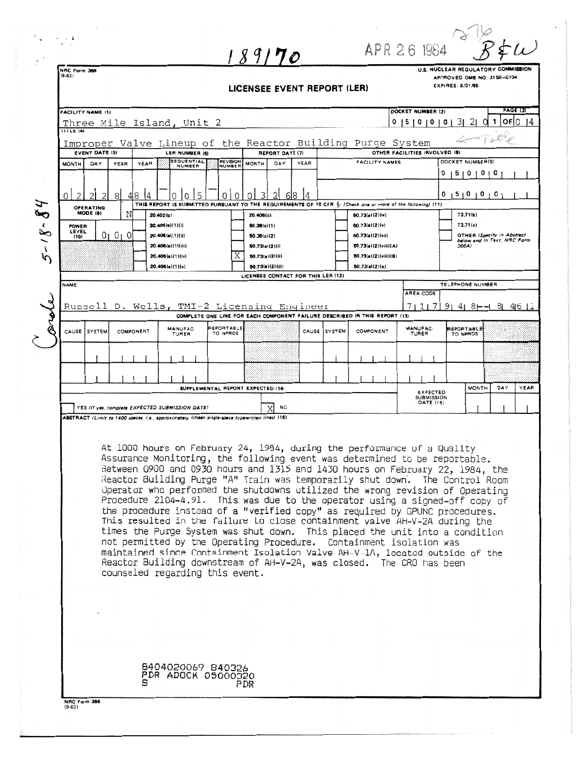189170

APR 26 1984

B&W

NRC Form 366 (9-83)

U.S. NUCLEAR REGULATORY COMMISSION
APPROVED OMB NO. 3150-0104
EXPIRES: 8/31/85

# LICENSEE EVENT REPORT (LER)

| FACILITY NAME (1) | DOCKET NUMBER (2) | PAGE (3) |
|---|---|---|
| Three Mile Island, Unit 2 | 0 5 0 0 0 3 2 0 | 1 OF 0 4 |

TITLE (4): Improper Valve Lineup of the Reactor Building Purge System

| EVENT DATE (5) | | | LER NUMBER (6) | | | REPORT DATE (7) | | | OTHER FACILITIES INVOLVED (8) | |
|---|---|---|---|---|---|---|---|---|---|---|
| MONTH | DAY | YEAR | YEAR | SEQUENTIAL NUMBER | REVISION NUMBER | MONTH | DAY | YEAR | FACILITY NAMES | DOCKET NUMBER(S) |
| 0 2 | 2 2 | 8 4 | 8 4 | 0 0 5 | 0 0 | 0 3 | 2 6 | 8 4 | | 0 5 0 0 0 |
| | | | | | | | | | | 0 5 0 0 0 |

OPERATING MODE (9): N

POWER LEVEL (10): 0 0 0

THIS REPORT IS SUBMITTED PURSUANT TO THE REQUIREMENTS OF 10 CFR §: (Check one or more of the following) (11)

| | | | | | | | |
|---|---|---|---|---|---|---|---|
| | 20.402(b) | | 20.405(c) | | 50.73(a)(2)(iv) | | 73.71(b) |
| | 20.405(a)(1)(i) | | 50.36(c)(1) | | 50.73(a)(2)(v) | | 73.71(c) |
| | 20.405(a)(1)(ii) | | 50.36(c)(2) | | 50.73(a)(2)(vii) | | OTHER (Specify in Abstract below and in Text, NRC Form 366A) |
| | 20.405(a)(1)(iii) | | 50.73(a)(2)(i) | | 50.73(a)(2)(viii)(A) | | |
| | 20.405(a)(1)(iv) | X | 50.73(a)(2)(ii) | | 50.73(a)(2)(viii)(B) | | |
| | 20.405(a)(1)(v) | | 50.73(a)(2)(iii) | | 50.73(a)(2)(x) | | |

LICENSEE CONTACT FOR THIS LER (12)

| NAME | TELEPHONE NUMBER |
|---|---|
| Russell D. Wells, TMI-2 Licensing Engineer | 7 1 7 9 4 8 - 8 4 6 1 |

COMPLETE ONE LINE FOR EACH COMPONENT FAILURE DESCRIBED IN THIS REPORT (13)

| CAUSE | SYSTEM | COMPONENT | MANUFACTURER | REPORTABLE TO NPRDS | CAUSE | SYSTEM | COMPONENT | MANUFACTURER | REPORTABLE TO NPRDS |
|---|---|---|---|---|---|---|---|---|---|
| | | | | | | | | | |
| | | | | | | | | | |

SUPPLEMENTAL REPORT EXPECTED (14): YES (If yes, complete EXPECTED SUBMISSION DATE) [ ] NO [X]

EXPECTED SUBMISSION DATE (15): MONTH DAY YEAR

ABSTRACT (Limit to 1400 spaces, i.e., approximately fifteen single-space typewritten lines) (16)

At 1000 hours on February 24, 1984, during the performance of a Quality Assurance Monitoring, the following event was determined to be reportable. Between 0900 and 0930 hours and 1315 and 1430 hours on February 22, 1984, the Reactor Building Purge "A" Train was temporarily shut down. The Control Room Operator who performed the shutdowns utilized the wrong revision of Operating Procedure 2104-4.91. This was due to the operator using a signed-off copy of the procedure instead of a "verified copy" as required by GPUNC procedures. This resulted in the failure to close containment valve AH-V-2A during the times the Purge System was shut down. This placed the unit into a condition not permitted by the Operating Procedure. Containment isolation was maintained since Containment Isolation Valve AH-V-1A, located outside of the Reactor Building downstream of AH-V-2A, was closed. The CRO has been counseled regarding this event.

8404020069 840326
PDR ADOCK 05000320
S PDR

NRC Form 366 (9-83)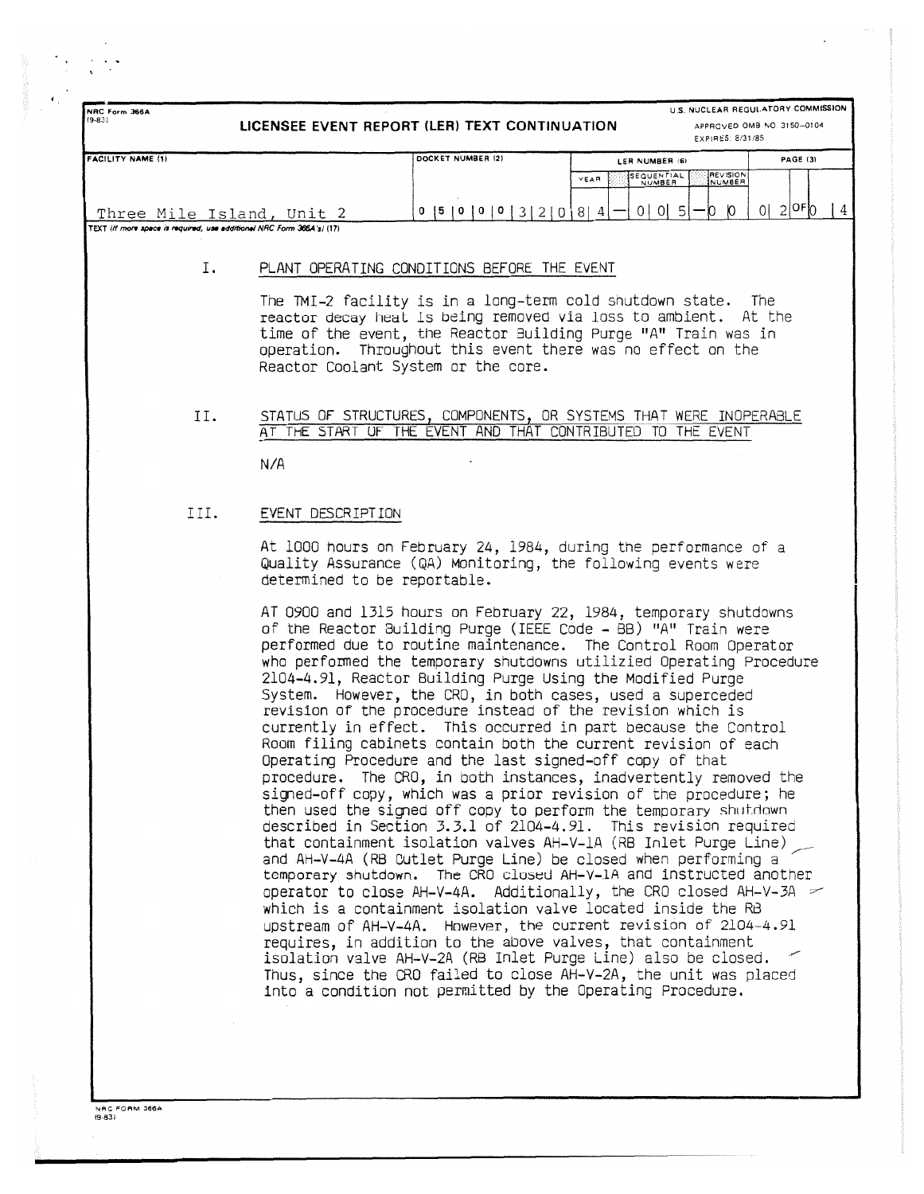NRC Form 366A
(9-83)

**LICENSEE EVENT REPORT (LER) TEXT CONTINUATION**

U.S. NUCLEAR REGULATORY COMMISSION
APPROVED OMB NO. 3150-0104
EXPIRES: 8/31/85

| FACILITY NAME (1) | DOCKET NUMBER (2) | LER NUMBER (6) | | | PAGE (3) |
|---|---|---|---|---|---|
| | | YEAR | SEQUENTIAL NUMBER | REVISION NUMBER | |
| Three Mile Island, Unit 2 | 0 5 0 0 0 3 2 0 | 8 4 | 0 0 5 | 0 0 | 0 2 OF 0 4 |

TEXT (If more space is required, use additional NRC Form 366A's) (17)

## I. PLANT OPERATING CONDITIONS BEFORE THE EVENT

The TMI-2 facility is in a long-term cold shutdown state. The reactor decay heat is being removed via loss to ambient. At the time of the event, the Reactor Building Purge "A" Train was in operation. Throughout this event there was no effect on the Reactor Coolant System or the core.

## II. STATUS OF STRUCTURES, COMPONENTS, OR SYSTEMS THAT WERE INOPERABLE AT THE START OF THE EVENT AND THAT CONTRIBUTED TO THE EVENT

N/A

## III. EVENT DESCRIPTION

At 1000 hours on February 24, 1984, during the performance of a Quality Assurance (QA) Monitoring, the following events were determined to be reportable.

AT 0900 and 1315 hours on February 22, 1984, temporary shutdowns of the Reactor Building Purge (IEEE Code - BB) "A" Train were performed due to routine maintenance. The Control Room Operator who performed the temporary shutdowns utilizied Operating Procedure 2104-4.91, Reactor Building Purge Using the Modified Purge System. However, the CRO, in both cases, used a superceded revision of the procedure instead of the revision which is currently in effect. This occurred in part because the Control Room filing cabinets contain both the current revision of each Operating Procedure and the last signed-off copy of that procedure. The CRO, in both instances, inadvertently removed the signed-off copy, which was a prior revision of the procedure; he then used the signed off copy to perform the temporary shutdown described in Section 3.3.1 of 2104-4.91. This revision required that containment isolation valves AH-V-1A (RB Inlet Purge Line) and AH-V-4A (RB Outlet Purge Line) be closed when performing a temporary shutdown. The CRO closed AH-V-1A and instructed another operator to close AH-V-4A. Additionally, the CRO closed AH-V-3A which is a containment isolation valve located inside the RB upstream of AH-V-4A. However, the current revision of 2104-4.91 requires, in addition to the above valves, that containment isolation valve AH-V-2A (RB Inlet Purge Line) also be closed. Thus, since the CRO failed to close AH-V-2A, the unit was placed into a condition not permitted by the Operating Procedure.

NRC FORM 366A
(9-83)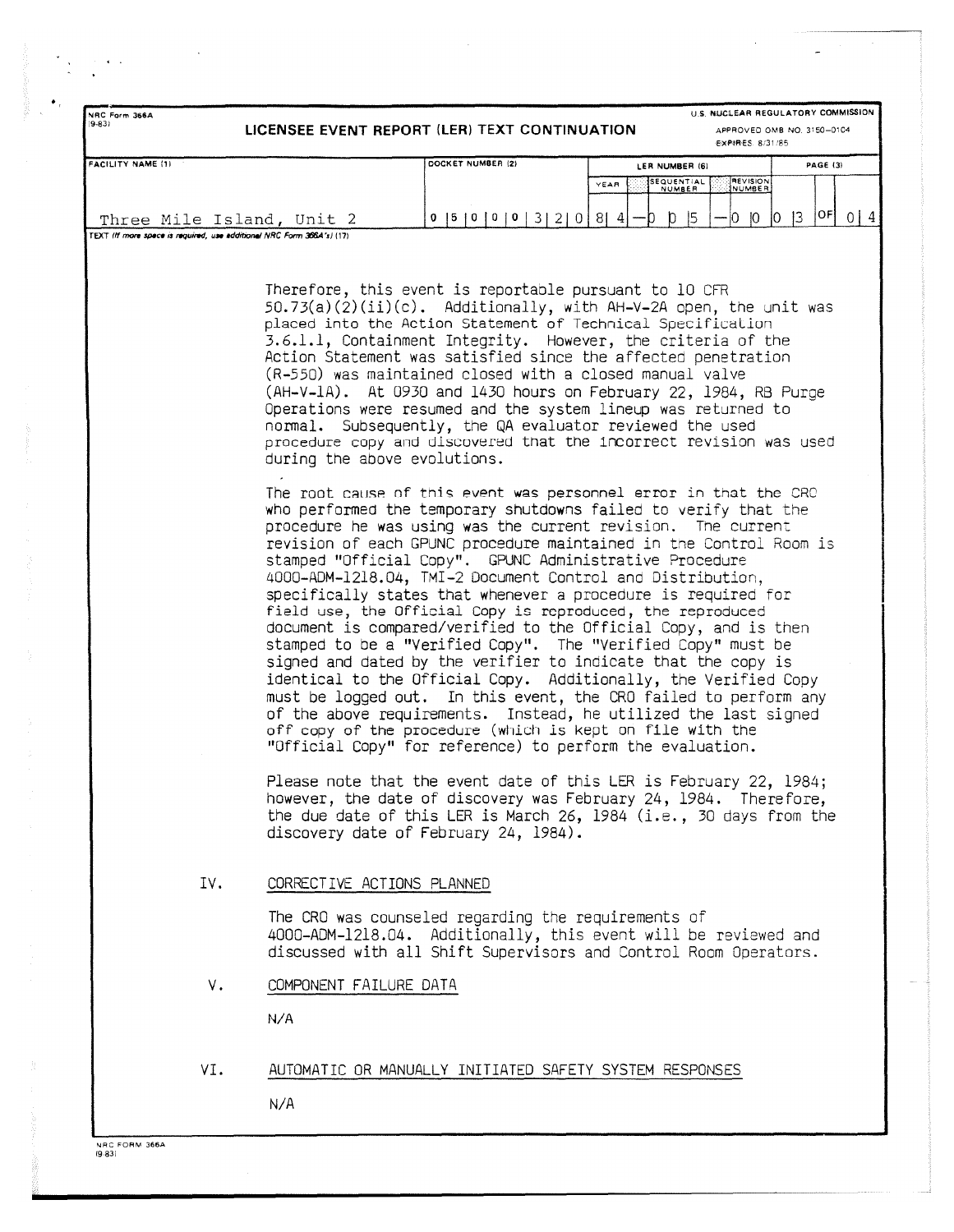NRC Form 366A (9-83)

# LICENSEE EVENT REPORT (LER) TEXT CONTINUATION

U.S. NUCLEAR REGULATORY COMMISSION
APPROVED OMB NO. 3150-0104
EXPIRES 8/31/85

| FACILITY NAME (1) | DOCKET NUMBER (2) | LER NUMBER (6) | | | PAGE (3) |
|---|---|---|---|---|---|
| | | YEAR | SEQUENTIAL NUMBER | REVISION NUMBER | |
| Three Mile Island, Unit 2 | 0 5 0 0 0 3 2 0 | 8 4 | 0 0 5 | 0 0 | 0 3 OF 0 4 |

TEXT (If more space is required, use additional NRC Form 366A's) (17)

Therefore, this event is reportable pursuant to 10 CFR 50.73(a)(2)(ii)(c). Additionally, with AH-V-2A open, the unit was placed into the Action Statement of Technical Specification 3.6.1.1, Containment Integrity. However, the criteria of the Action Statement was satisfied since the affected penetration (R-550) was maintained closed with a closed manual valve (AH-V-1A). At 0930 and 1430 hours on February 22, 1984, RB Purge Operations were resumed and the system lineup was returned to normal. Subsequently, the QA evaluator reviewed the used procedure copy and discovered that the incorrect revision was used during the above evolutions.

The root cause of this event was personnel error in that the CRO who performed the temporary shutdowns failed to verify that the procedure he was using was the current revision. The current revision of each GPUNC procedure maintained in the Control Room is stamped "Official Copy". GPUNC Administrative Procedure 4000-ADM-1218.04, TMI-2 Document Control and Distribution, specifically states that whenever a procedure is required for field use, the Official Copy is reproduced, the reproduced document is compared/verified to the Official Copy, and is then stamped to be a "Verified Copy". The "Verified Copy" must be signed and dated by the verifier to indicate that the copy is identical to the Official Copy. Additionally, the Verified Copy must be logged out. In this event, the CRO failed to perform any of the above requirements. Instead, he utilized the last signed off copy of the procedure (which is kept on file with the "Official Copy" for reference) to perform the evaluation.

Please note that the event date of this LER is February 22, 1984; however, the date of discovery was February 24, 1984. Therefore, the due date of this LER is March 26, 1984 (i.e., 30 days from the discovery date of February 24, 1984).

## IV. CORRECTIVE ACTIONS PLANNED

The CRO was counseled regarding the requirements of 4000-ADM-1218.04. Additionally, this event will be reviewed and discussed with all Shift Supervisors and Control Room Operators.

## V. COMPONENT FAILURE DATA

N/A

## VI. AUTOMATIC OR MANUALLY INITIATED SAFETY SYSTEM RESPONSES

N/A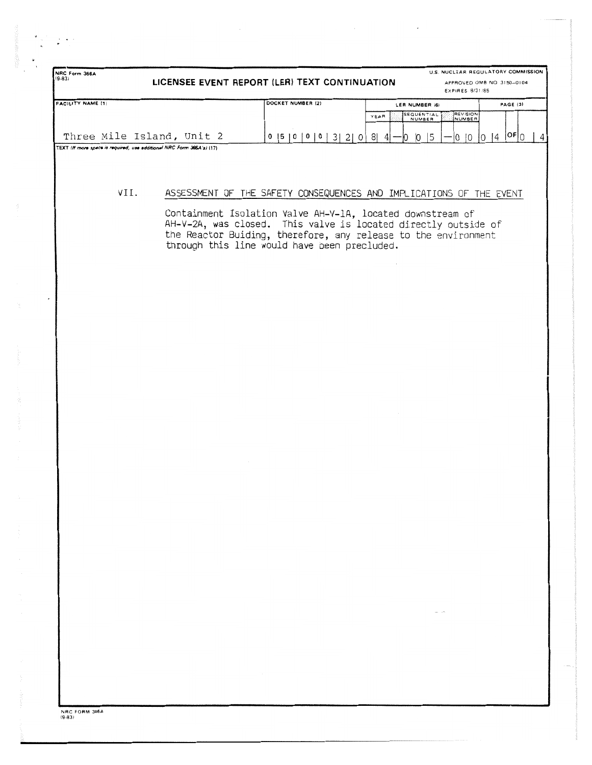NRC Form 366A
(9-83)

# LICENSEE EVENT REPORT (LER) TEXT CONTINUATION

U.S. NUCLEAR REGULATORY COMMISSION
APPROVED OMB NO 3150-0104
EXPIRES 8/31/85

| FACILITY NAME (1) | DOCKET NUMBER (2) | LER NUMBER (6) YEAR | SEQUENTIAL NUMBER | REVISION NUMBER | PAGE (3) |
|---|---|---|---|---|---|
| Three Mile Island, Unit 2 | 0 5 0 0 0 3 2 0 | 8 4 | 0 0 5 | 0 0 | 0 4 OF 0 4 |

TEXT (If more space is required, use additional NRC Form 366A's) (17)

## VII. ASSESSMENT OF THE SAFETY CONSEQUENCES AND IMPLICATIONS OF THE EVENT

Containment Isolation Valve AH-V-1A, located downstream of AH-V-2A, was closed. This valve is located directly outside of the Reactor Buiding, therefore, any release to the environment through this line would have been precluded.

NRC FORM 366A
(9-83)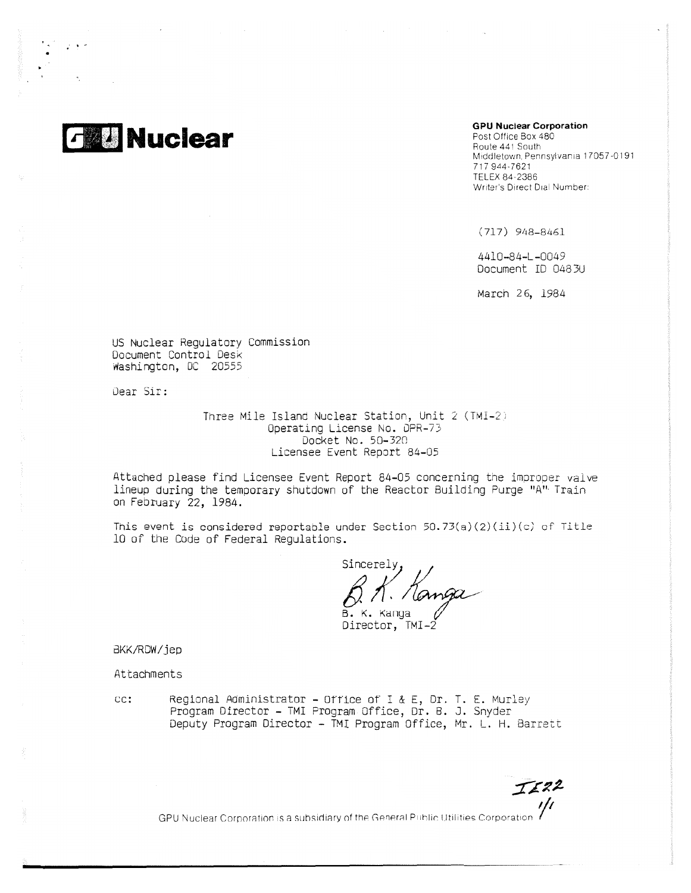# GPU Nuclear

**GPU Nuclear Corporation**
Post Office Box 480
Route 441 South
Middletown, Pennsylvania 17057-0191
717 944-7621
TELEX 84-2386
Writer's Direct Dial Number:

(717) 948-8461

4410-84-L-0049
Document ID 0483U

March 26, 1984

US Nuclear Regulatory Commission
Document Control Desk
Washington, DC 20555

Dear Sir:

Three Mile Island Nuclear Station, Unit 2 (TMI-2)
Operating License No. DPR-73
Docket No. 50-320
Licensee Event Report 84-05

Attached please find Licensee Event Report 84-05 concerning the improper valve lineup during the temporary shutdown of the Reactor Building Purge "A" Train on February 22, 1984.

This event is considered reportable under Section 50.73(a)(2)(ii)(c) of Title 10 of the Code of Federal Regulations.

Sincerely,

B. K. Kanga
B. K. Kanga
Director, TMI-2

BKK/RDW/jep

Attachments

cc: Regional Administrator - Office of I & E, Dr. T. E. Murley
Program Director - TMI Program Office, Dr. B. J. Snyder
Deputy Program Director - TMI Program Office, Mr. L. H. Barrett

IE22
1/1

GPU Nuclear Corporation is a subsidiary of the General Public Utilities Corporation